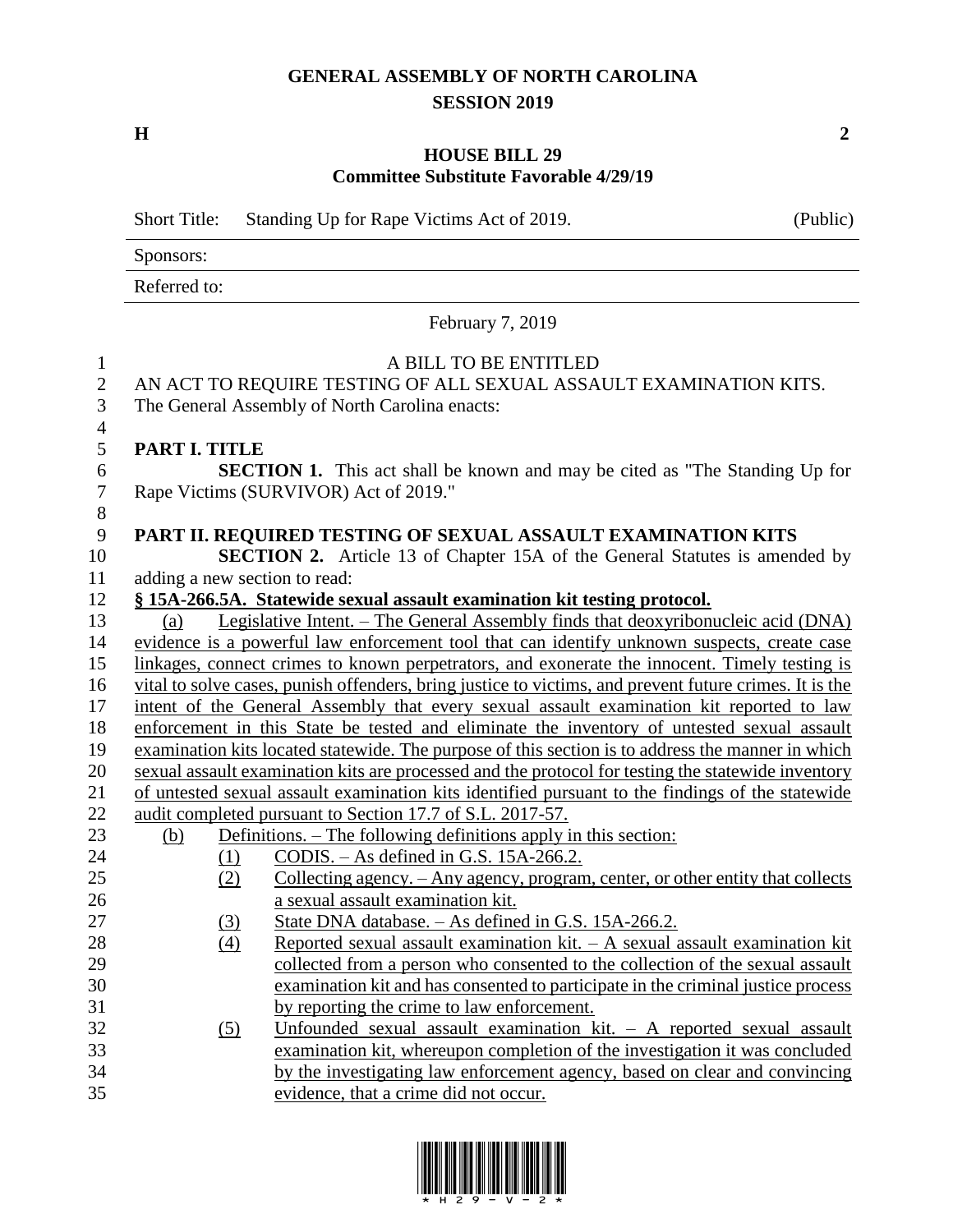# GENERAL ASSEMBLY OF NORTH CAROLINA
## SESSION 2019

**H** **2**

**HOUSE BILL 29**
**Committee Substitute Favorable 4/29/19**

| Short Title: | Standing Up for Rape Victims Act of 2019. | (Public) |
|---|---|---|
| Sponsors: | | |
| Referred to: | | |

February 7, 2019

A BILL TO BE ENTITLED

AN ACT TO REQUIRE TESTING OF ALL SEXUAL ASSAULT EXAMINATION KITS.

The General Assembly of North Carolina enacts:

**PART I. TITLE**

**SECTION 1.** This act shall be known and may be cited as "The Standing Up for Rape Victims (SURVIVOR) Act of 2019."

**PART II. REQUIRED TESTING OF SEXUAL ASSAULT EXAMINATION KITS**

**SECTION 2.** Article 13 of Chapter 15A of the General Statutes is amended by adding a new section to read:

**§ 15A-266.5A. Statewide sexual assault examination kit testing protocol.**

(a) Legislative Intent. – The General Assembly finds that deoxyribonucleic acid (DNA) evidence is a powerful law enforcement tool that can identify unknown suspects, create case linkages, connect crimes to known perpetrators, and exonerate the innocent. Timely testing is vital to solve cases, punish offenders, bring justice to victims, and prevent future crimes. It is the intent of the General Assembly that every sexual assault examination kit reported to law enforcement in this State be tested and eliminate the inventory of untested sexual assault examination kits located statewide. The purpose of this section is to address the manner in which sexual assault examination kits are processed and the protocol for testing the statewide inventory of untested sexual assault examination kits identified pursuant to the findings of the statewide audit completed pursuant to Section 17.7 of S.L. 2017-57.

(b) Definitions. – The following definitions apply in this section:

(1) CODIS. – As defined in G.S. 15A-266.2.

(2) Collecting agency. – Any agency, program, center, or other entity that collects a sexual assault examination kit.

(3) State DNA database. – As defined in G.S. 15A-266.2.

(4) Reported sexual assault examination kit. – A sexual assault examination kit collected from a person who consented to the collection of the sexual assault examination kit and has consented to participate in the criminal justice process by reporting the crime to law enforcement.

(5) Unfounded sexual assault examination kit. – A reported sexual assault examination kit, whereupon completion of the investigation it was concluded by the investigating law enforcement agency, based on clear and convincing evidence, that a crime did not occur.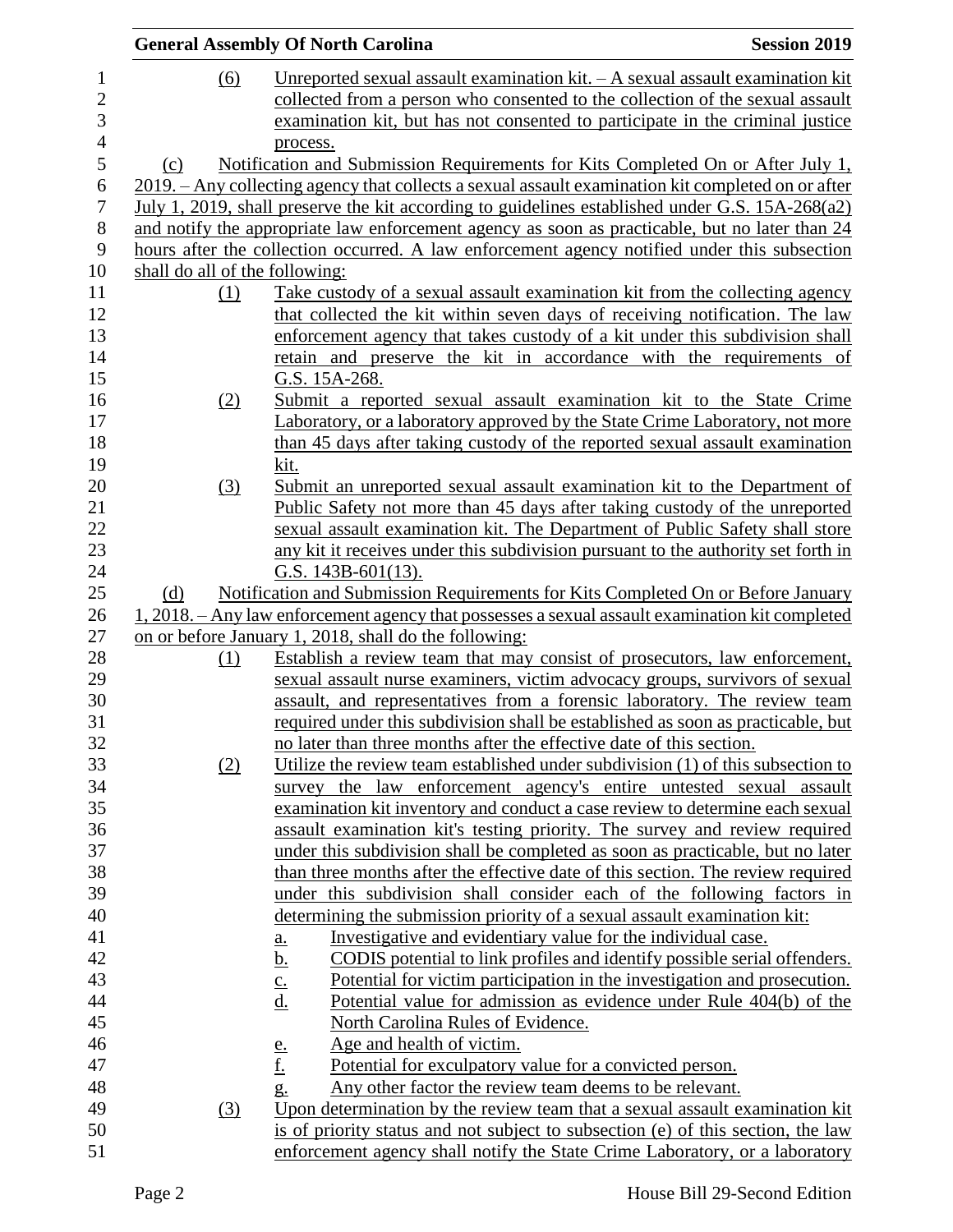(6) Unreported sexual assault examination kit. – A sexual assault examination kit collected from a person who consented to the collection of the sexual assault examination kit, but has not consented to participate in the criminal justice process.

(c) Notification and Submission Requirements for Kits Completed On or After July 1, 2019. – Any collecting agency that collects a sexual assault examination kit completed on or after July 1, 2019, shall preserve the kit according to guidelines established under G.S. 15A-268(a2) and notify the appropriate law enforcement agency as soon as practicable, but no later than 24 hours after the collection occurred. A law enforcement agency notified under this subsection shall do all of the following:

(1) Take custody of a sexual assault examination kit from the collecting agency that collected the kit within seven days of receiving notification. The law enforcement agency that takes custody of a kit under this subdivision shall retain and preserve the kit in accordance with the requirements of G.S. 15A-268.

(2) Submit a reported sexual assault examination kit to the State Crime Laboratory, or a laboratory approved by the State Crime Laboratory, not more than 45 days after taking custody of the reported sexual assault examination kit.

(3) Submit an unreported sexual assault examination kit to the Department of Public Safety not more than 45 days after taking custody of the unreported sexual assault examination kit. The Department of Public Safety shall store any kit it receives under this subdivision pursuant to the authority set forth in G.S. 143B-601(13).

(d) Notification and Submission Requirements for Kits Completed On or Before January 1, 2018. – Any law enforcement agency that possesses a sexual assault examination kit completed on or before January 1, 2018, shall do the following:

(1) Establish a review team that may consist of prosecutors, law enforcement, sexual assault nurse examiners, victim advocacy groups, survivors of sexual assault, and representatives from a forensic laboratory. The review team required under this subdivision shall be established as soon as practicable, but no later than three months after the effective date of this section.

(2) Utilize the review team established under subdivision (1) of this subsection to survey the law enforcement agency's entire untested sexual assault examination kit inventory and conduct a case review to determine each sexual assault examination kit's testing priority. The survey and review required under this subdivision shall be completed as soon as practicable, but no later than three months after the effective date of this section. The review required under this subdivision shall consider each of the following factors in determining the submission priority of a sexual assault examination kit:

a. Investigative and evidentiary value for the individual case.
b. CODIS potential to link profiles and identify possible serial offenders.
c. Potential for victim participation in the investigation and prosecution.
d. Potential value for admission as evidence under Rule 404(b) of the North Carolina Rules of Evidence.
e. Age and health of victim.
f. Potential for exculpatory value for a convicted person.
g. Any other factor the review team deems to be relevant.

(3) Upon determination by the review team that a sexual assault examination kit is of priority status and not subject to subsection (e) of this section, the law enforcement agency shall notify the State Crime Laboratory, or a laboratory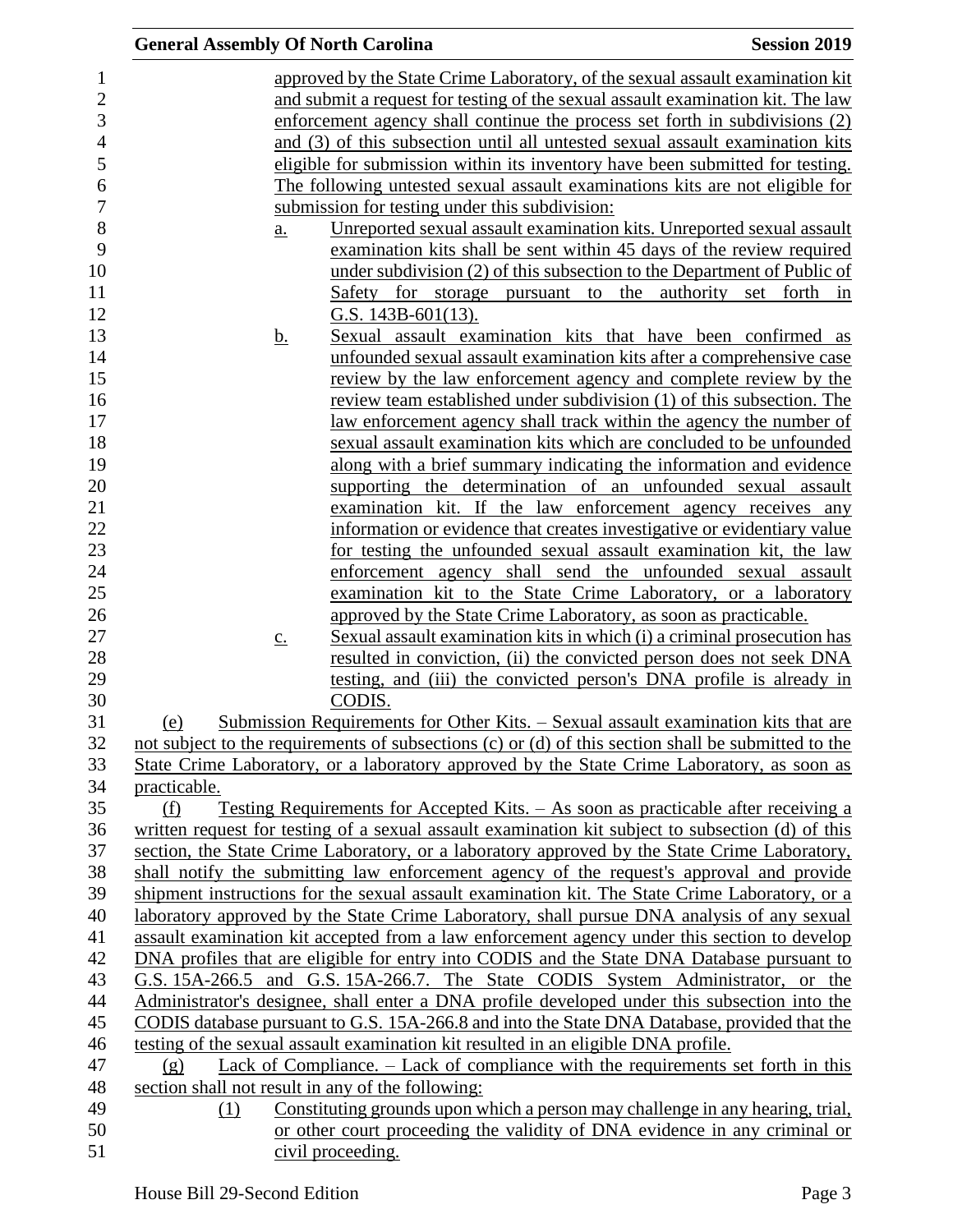approved by the State Crime Laboratory, of the sexual assault examination kit and submit a request for testing of the sexual assault examination kit. The law enforcement agency shall continue the process set forth in subdivisions (2) and (3) of this subsection until all untested sexual assault examination kits eligible for submission within its inventory have been submitted for testing. The following untested sexual assault examinations kits are not eligible for submission for testing under this subdivision:

a. Unreported sexual assault examination kits. Unreported sexual assault examination kits shall be sent within 45 days of the review required under subdivision (2) of this subsection to the Department of Public of Safety for storage pursuant to the authority set forth in G.S. 143B-601(13).

b. Sexual assault examination kits that have been confirmed as unfounded sexual assault examination kits after a comprehensive case review by the law enforcement agency and complete review by the review team established under subdivision (1) of this subsection. The law enforcement agency shall track within the agency the number of sexual assault examination kits which are concluded to be unfounded along with a brief summary indicating the information and evidence supporting the determination of an unfounded sexual assault examination kit. If the law enforcement agency receives any information or evidence that creates investigative or evidentiary value for testing the unfounded sexual assault examination kit, the law enforcement agency shall send the unfounded sexual assault examination kit to the State Crime Laboratory, or a laboratory approved by the State Crime Laboratory, as soon as practicable.

c. Sexual assault examination kits in which (i) a criminal prosecution has resulted in conviction, (ii) the convicted person does not seek DNA testing, and (iii) the convicted person's DNA profile is already in CODIS.

(e) Submission Requirements for Other Kits. – Sexual assault examination kits that are not subject to the requirements of subsections (c) or (d) of this section shall be submitted to the State Crime Laboratory, or a laboratory approved by the State Crime Laboratory, as soon as practicable.

(f) Testing Requirements for Accepted Kits. – As soon as practicable after receiving a written request for testing of a sexual assault examination kit subject to subsection (d) of this section, the State Crime Laboratory, or a laboratory approved by the State Crime Laboratory, shall notify the submitting law enforcement agency of the request's approval and provide shipment instructions for the sexual assault examination kit. The State Crime Laboratory, or a laboratory approved by the State Crime Laboratory, shall pursue DNA analysis of any sexual assault examination kit accepted from a law enforcement agency under this section to develop DNA profiles that are eligible for entry into CODIS and the State DNA Database pursuant to G.S. 15A-266.5 and G.S. 15A-266.7. The State CODIS System Administrator, or the Administrator's designee, shall enter a DNA profile developed under this subsection into the CODIS database pursuant to G.S. 15A-266.8 and into the State DNA Database, provided that the testing of the sexual assault examination kit resulted in an eligible DNA profile.

(g) Lack of Compliance. – Lack of compliance with the requirements set forth in this section shall not result in any of the following:

(1) Constituting grounds upon which a person may challenge in any hearing, trial, or other court proceeding the validity of DNA evidence in any criminal or civil proceeding.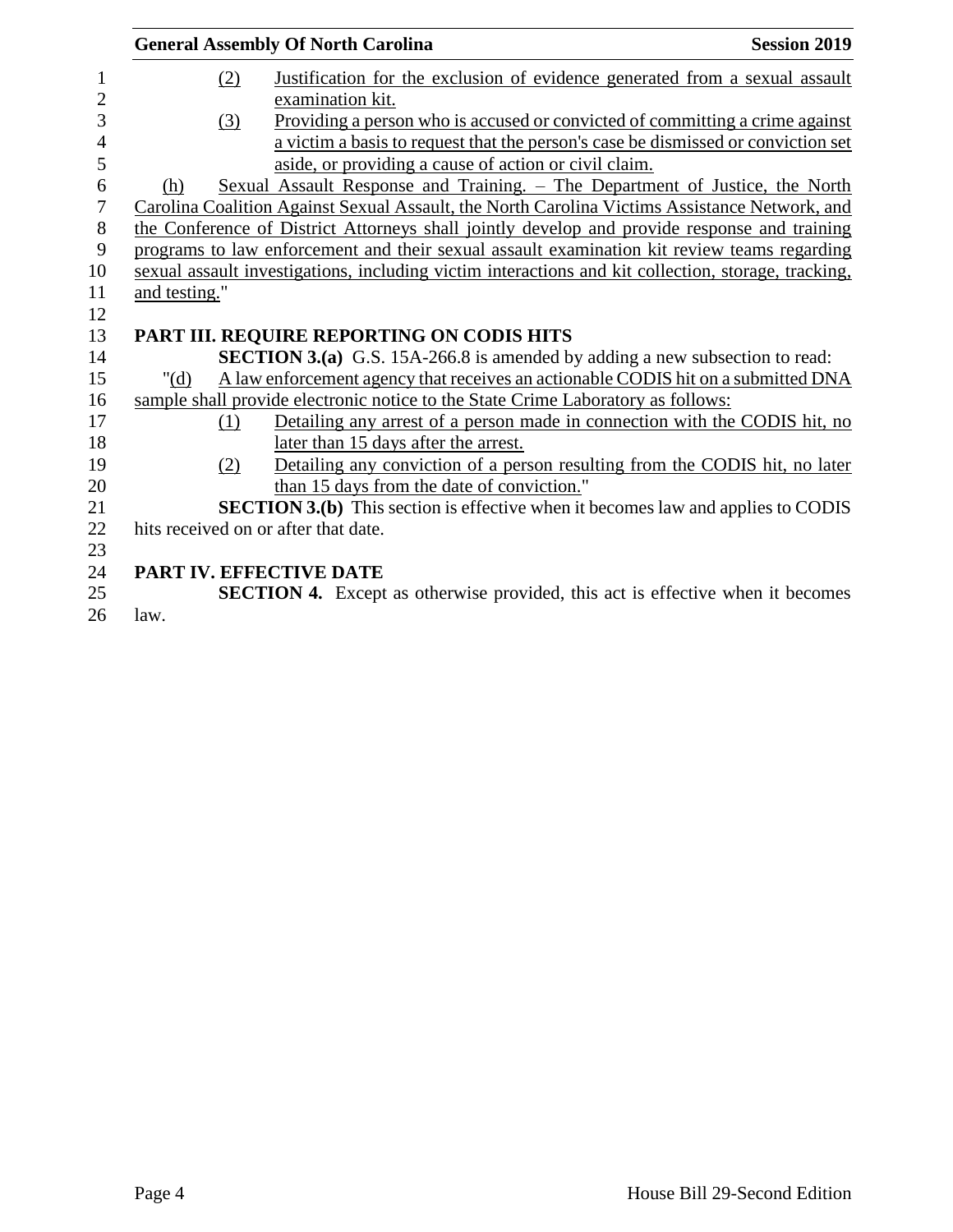(2) Justification for the exclusion of evidence generated from a sexual assault examination kit.

(3) Providing a person who is accused or convicted of committing a crime against a victim a basis to request that the person's case be dismissed or conviction set aside, or providing a cause of action or civil claim.

(h) Sexual Assault Response and Training. – The Department of Justice, the North Carolina Coalition Against Sexual Assault, the North Carolina Victims Assistance Network, and the Conference of District Attorneys shall jointly develop and provide response and training programs to law enforcement and their sexual assault examination kit review teams regarding sexual assault investigations, including victim interactions and kit collection, storage, tracking, and testing."

## PART III. REQUIRE REPORTING ON CODIS HITS

**SECTION 3.(a)** G.S. 15A-266.8 is amended by adding a new subsection to read:

"(d) A law enforcement agency that receives an actionable CODIS hit on a submitted DNA sample shall provide electronic notice to the State Crime Laboratory as follows:

(1) Detailing any arrest of a person made in connection with the CODIS hit, no later than 15 days after the arrest.

(2) Detailing any conviction of a person resulting from the CODIS hit, no later than 15 days from the date of conviction."

**SECTION 3.(b)** This section is effective when it becomes law and applies to CODIS hits received on or after that date.

## PART IV. EFFECTIVE DATE

**SECTION 4.** Except as otherwise provided, this act is effective when it becomes law.